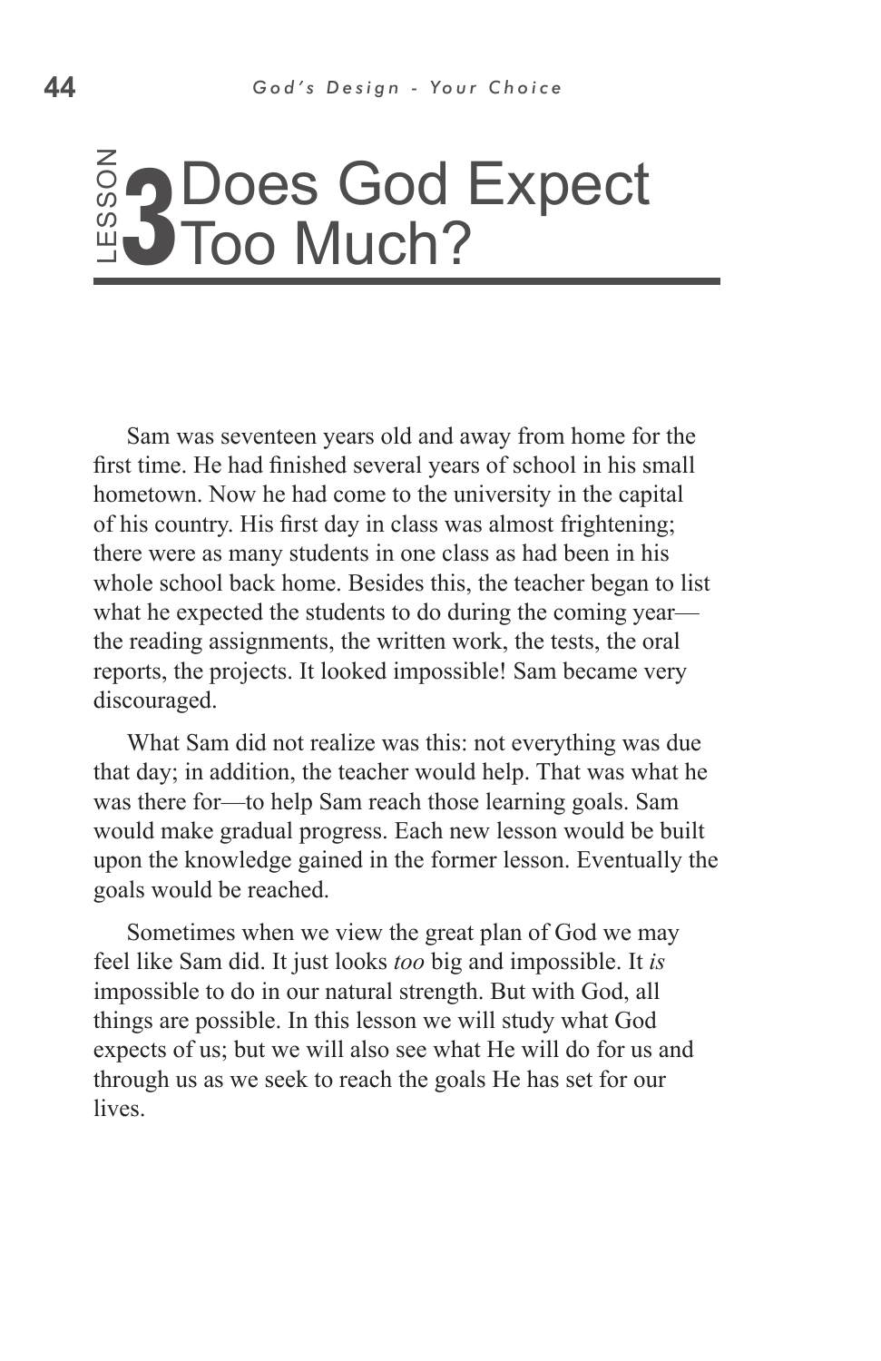# LESSON 3 Does God Expect Too Much?

Sam was seventeen years old and away from home for the first time. He had finished several years of school in his small hometown. Now he had come to the university in the capital of his country. His first day in class was almost frightening; there were as many students in one class as had been in his whole school back home. Besides this, the teacher began to list what he expected the students to do during the coming year—the reading assignments, the written work, the tests, the oral reports, the projects. It looked impossible! Sam became very discouraged.

What Sam did not realize was this: not everything was due that day; in addition, the teacher would help. That was what he was there for—to help Sam reach those learning goals. Sam would make gradual progress. Each new lesson would be built upon the knowledge gained in the former lesson. Eventually the goals would be reached.

Sometimes when we view the great plan of God we may feel like Sam did. It just looks *too* big and impossible. It *is* impossible to do in our natural strength. But with God, all things are possible. In this lesson we will study what God expects of us; but we will also see what He will do for us and through us as we seek to reach the goals He has set for our lives.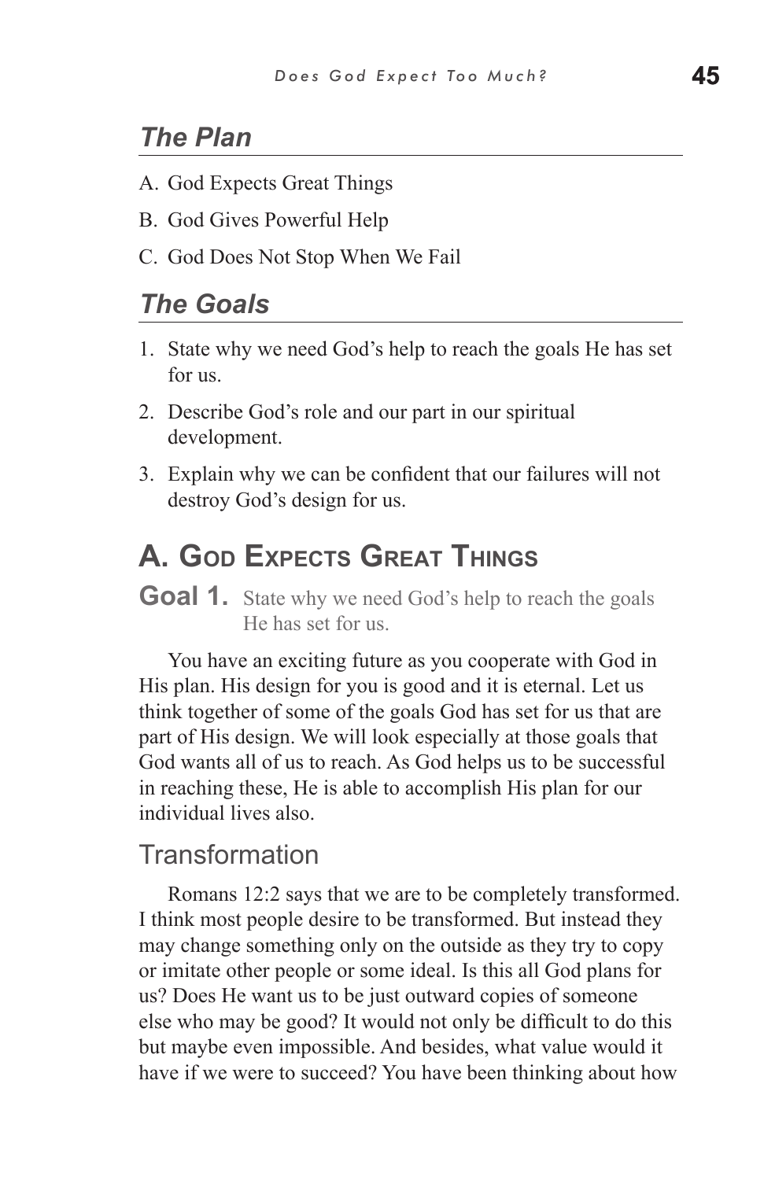## *The Plan*

A. God Expects Great Things

B. God Gives Powerful Help

C. God Does Not Stop When We Fail

## *The Goals*

1. State why we need God's help to reach the goals He has set for us.
2. Describe God's role and our part in our spiritual development.
3. Explain why we can be confident that our failures will not destroy God's design for us.

# A. God Expects Great Things

**Goal 1.** State why we need God's help to reach the goals He has set for us.

You have an exciting future as you cooperate with God in His plan. His design for you is good and it is eternal. Let us think together of some of the goals God has set for us that are part of His design. We will look especially at those goals that God wants all of us to reach. As God helps us to be successful in reaching these, He is able to accomplish His plan for our individual lives also.

### Transformation

Romans 12:2 says that we are to be completely transformed. I think most people desire to be transformed. But instead they may change something only on the outside as they try to copy or imitate other people or some ideal. Is this all God plans for us? Does He want us to be just outward copies of someone else who may be good? It would not only be difficult to do this but maybe even impossible. And besides, what value would it have if we were to succeed? You have been thinking about how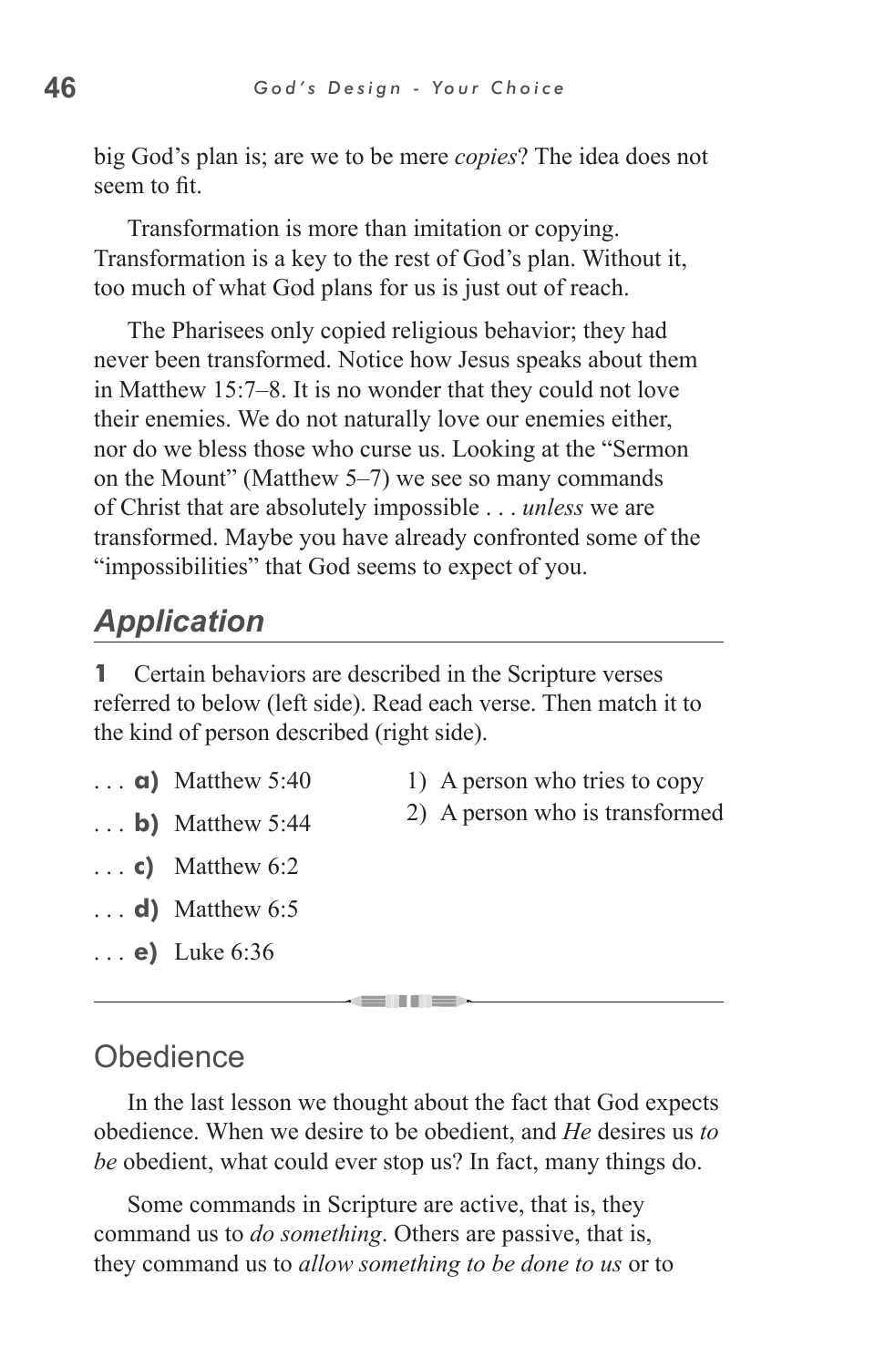big God's plan is; are we to be mere *copies*? The idea does not seem to fit.

Transformation is more than imitation or copying. Transformation is a key to the rest of God's plan. Without it, too much of what God plans for us is just out of reach.

The Pharisees only copied religious behavior; they had never been transformed. Notice how Jesus speaks about them in Matthew 15:7–8. It is no wonder that they could not love their enemies. We do not naturally love our enemies either, nor do we bless those who curse us. Looking at the "Sermon on the Mount" (Matthew 5–7) we see so many commands of Christ that are absolutely impossible . . . *unless* we are transformed. Maybe you have already confronted some of the "impossibilities" that God seems to expect of you.

## *Application*

**1** Certain behaviors are described in the Scripture verses referred to below (left side). Read each verse. Then match it to the kind of person described (right side).

. . . **a)** Matthew 5:40

. . . **b)** Matthew 5:44

. . . **c)** Matthew 6:2

. . . **d)** Matthew 6:5

. . . **e)** Luke 6:36

1) A person who tries to copy
2) A person who is transformed

---

## Obedience

In the last lesson we thought about the fact that God expects obedience. When we desire to be obedient, and *He* desires us *to be* obedient, what could ever stop us? In fact, many things do.

Some commands in Scripture are active, that is, they command us to *do something*. Others are passive, that is, they command us to *allow something to be done to us* or to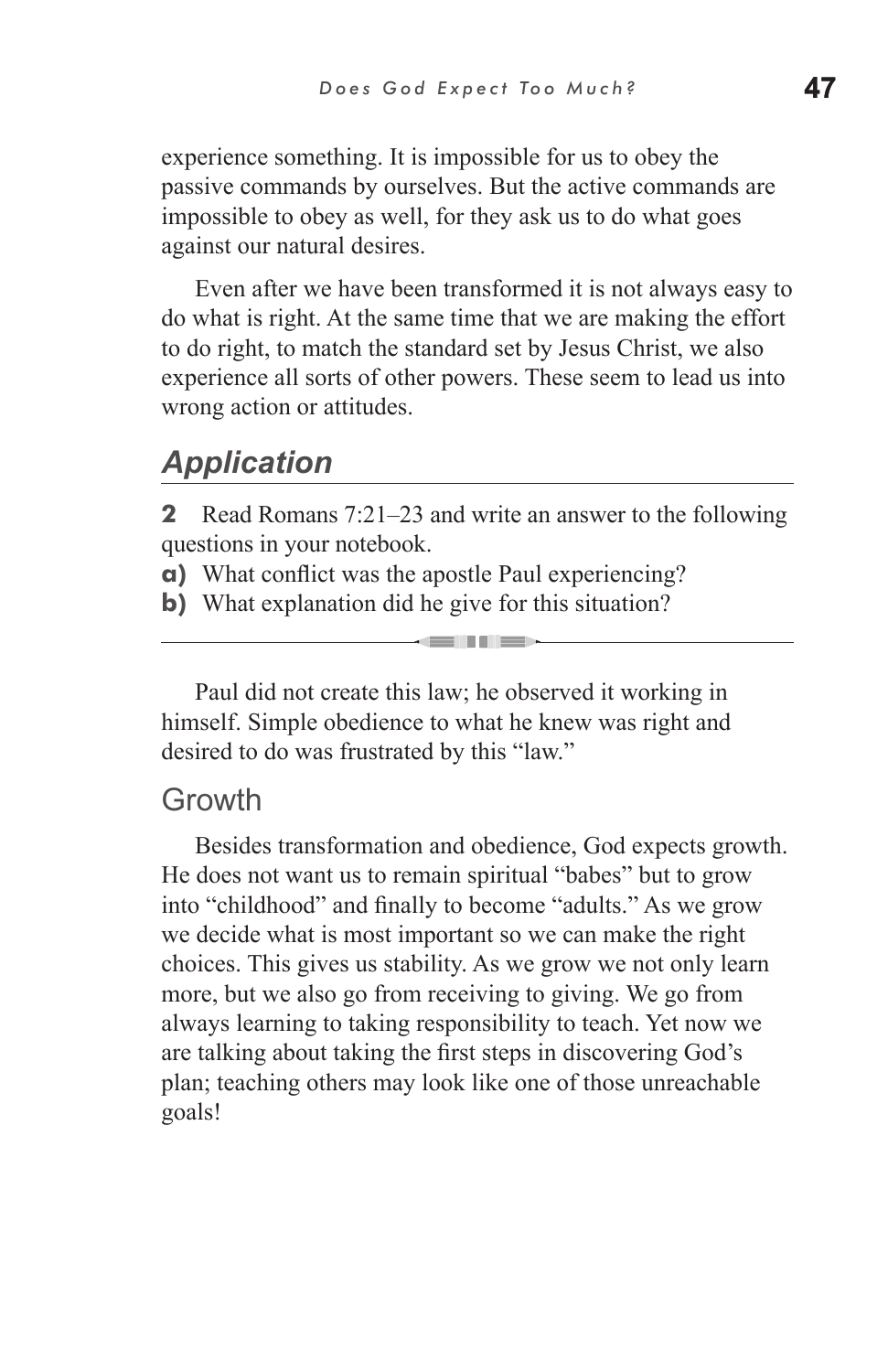experience something. It is impossible for us to obey the passive commands by ourselves. But the active commands are impossible to obey as well, for they ask us to do what goes against our natural desires.

Even after we have been transformed it is not always easy to do what is right. At the same time that we are making the effort to do right, to match the standard set by Jesus Christ, we also experience all sorts of other powers. These seem to lead us into wrong action or attitudes.

## Application

**2** Read Romans 7:21–23 and write an answer to the following questions in your notebook.

**a)** What conflict was the apostle Paul experiencing?

**b)** What explanation did he give for this situation?

---

Paul did not create this law; he observed it working in himself. Simple obedience to what he knew was right and desired to do was frustrated by this "law."

### Growth

Besides transformation and obedience, God expects growth. He does not want us to remain spiritual "babes" but to grow into "childhood" and finally to become "adults." As we grow we decide what is most important so we can make the right choices. This gives us stability. As we grow we not only learn more, but we also go from receiving to giving. We go from always learning to taking responsibility to teach. Yet now we are talking about taking the first steps in discovering God's plan; teaching others may look like one of those unreachable goals!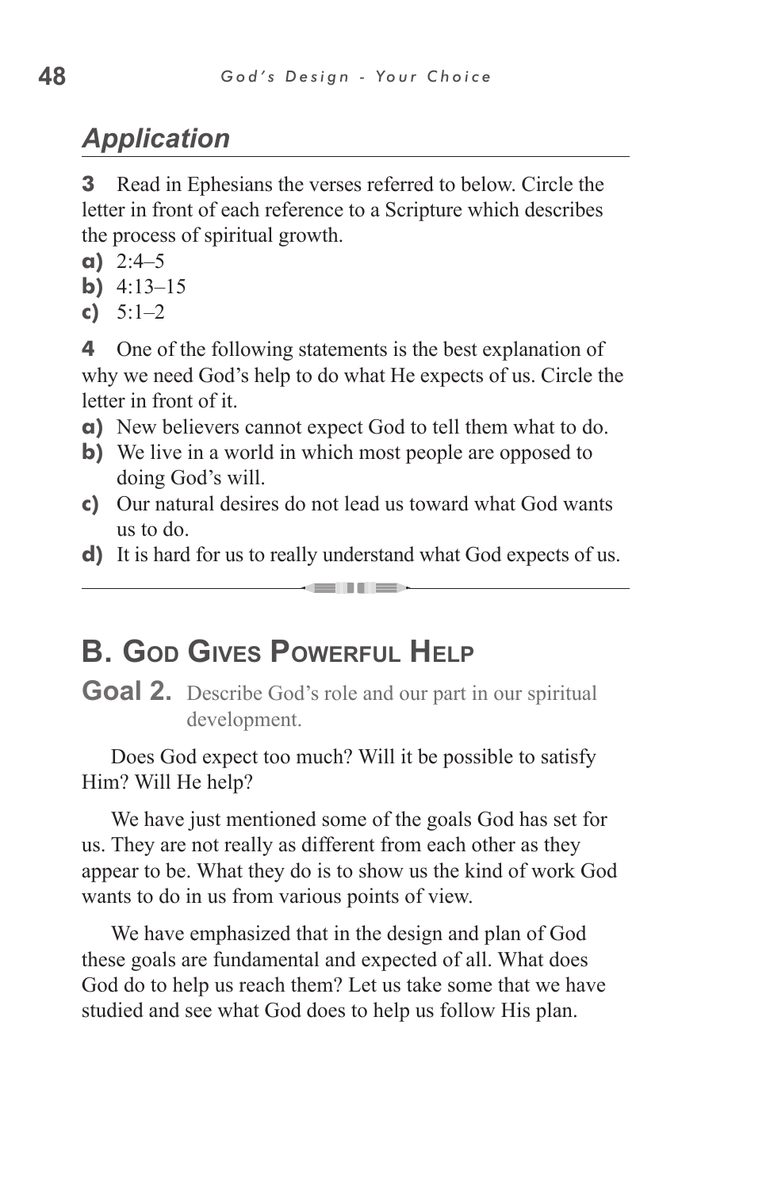## *Application*

**3** Read in Ephesians the verses referred to below. Circle the letter in front of each reference to a Scripture which describes the process of spiritual growth.

**a)** 2:4–5
**b)** 4:13–15
**c)** 5:1–2

**4** One of the following statements is the best explanation of why we need God's help to do what He expects of us. Circle the letter in front of it.

**a)** New believers cannot expect God to tell them what to do.
**b)** We live in a world in which most people are opposed to doing God's will.
**c)** Our natural desires do not lead us toward what God wants us to do.
**d)** It is hard for us to really understand what God expects of us.

---

# B. God Gives Powerful Help

**Goal 2.** Describe God's role and our part in our spiritual development.

Does God expect too much? Will it be possible to satisfy Him? Will He help?

We have just mentioned some of the goals God has set for us. They are not really as different from each other as they appear to be. What they do is to show us the kind of work God wants to do in us from various points of view.

We have emphasized that in the design and plan of God these goals are fundamental and expected of all. What does God do to help us reach them? Let us take some that we have studied and see what God does to help us follow His plan.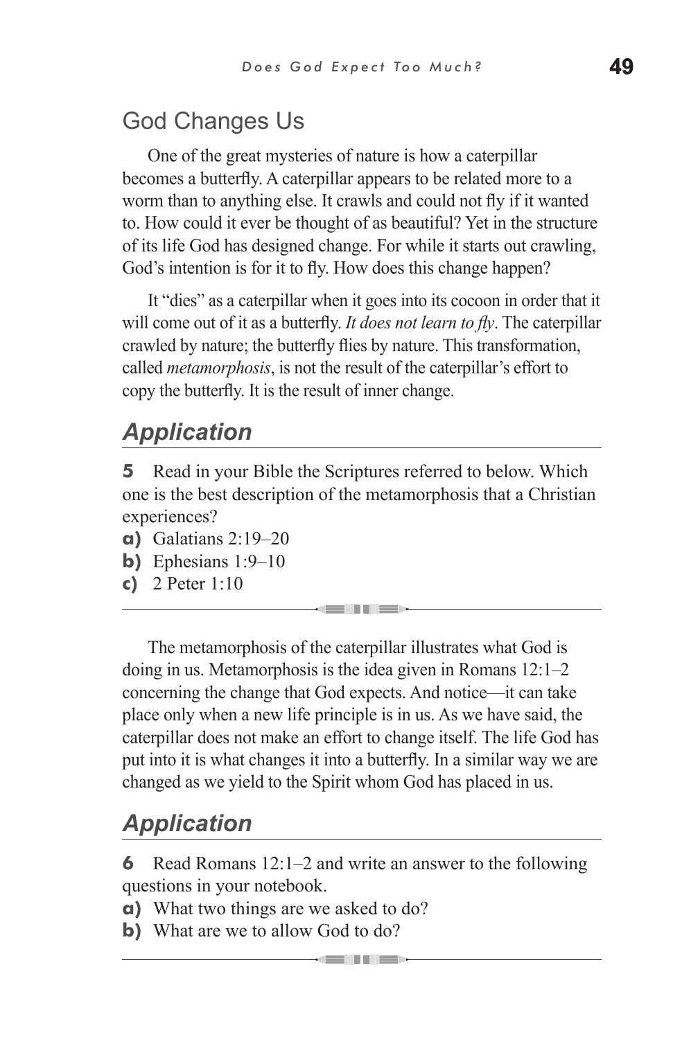## God Changes Us

One of the great mysteries of nature is how a caterpillar becomes a butterfly. A caterpillar appears to be related more to a worm than to anything else. It crawls and could not fly if it wanted to. How could it ever be thought of as beautiful? Yet in the structure of its life God has designed change. For while it starts out crawling, God's intention is for it to fly. How does this change happen?

It "dies" as a caterpillar when it goes into its cocoon in order that it will come out of it as a butterfly. *It does not learn to fly*. The caterpillar crawled by nature; the butterfly flies by nature. This transformation, called *metamorphosis*, is not the result of the caterpillar's effort to copy the butterfly. It is the result of inner change.

## *Application*

**5** Read in your Bible the Scriptures referred to below. Which one is the best description of the metamorphosis that a Christian experiences?

**a)** Galatians 2:19–20
**b)** Ephesians 1:9–10
**c)** 2 Peter 1:10

---

The metamorphosis of the caterpillar illustrates what God is doing in us. Metamorphosis is the idea given in Romans 12:1–2 concerning the change that God expects. And notice—it can take place only when a new life principle is in us. As we have said, the caterpillar does not make an effort to change itself. The life God has put into it is what changes it into a butterfly. In a similar way we are changed as we yield to the Spirit whom God has placed in us.

## *Application*

**6** Read Romans 12:1–2 and write an answer to the following questions in your notebook.

**a)** What two things are we asked to do?
**b)** What are we to allow God to do?

---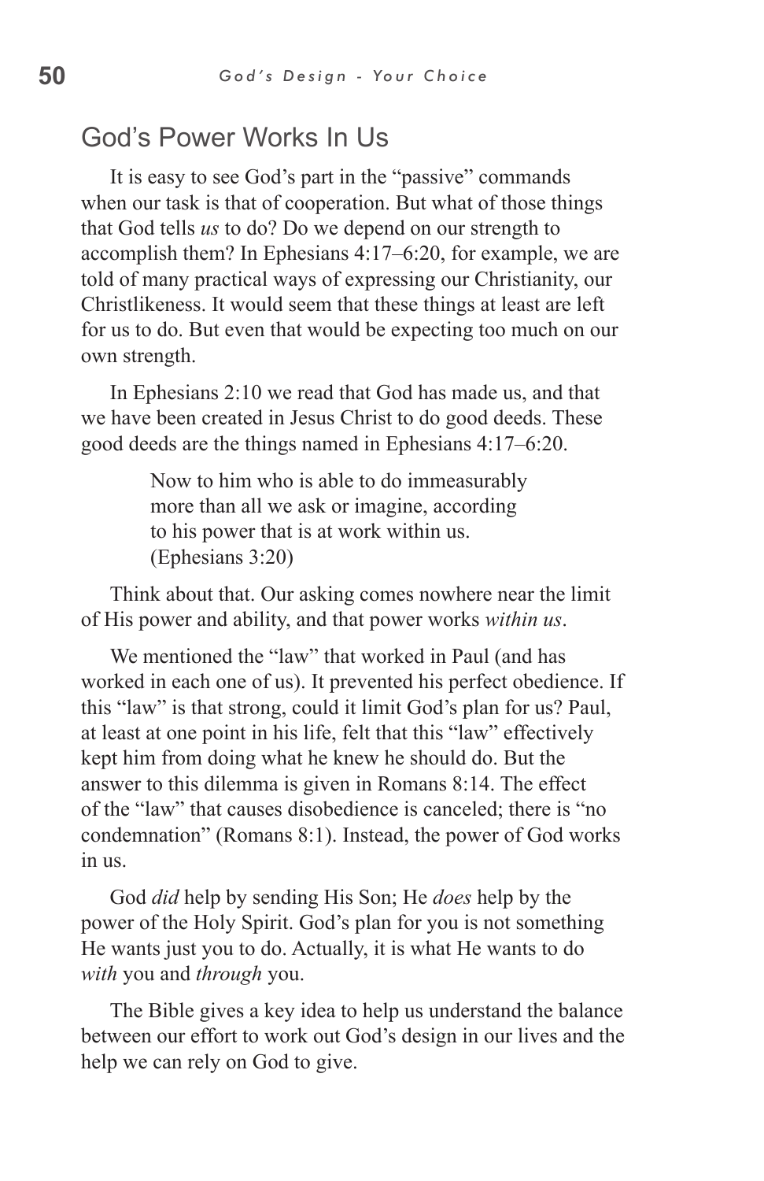## God's Power Works In Us

It is easy to see God's part in the "passive" commands when our task is that of cooperation. But what of those things that God tells *us* to do? Do we depend on our strength to accomplish them? In Ephesians 4:17–6:20, for example, we are told of many practical ways of expressing our Christianity, our Christlikeness. It would seem that these things at least are left for us to do. But even that would be expecting too much on our own strength.

In Ephesians 2:10 we read that God has made us, and that we have been created in Jesus Christ to do good deeds. These good deeds are the things named in Ephesians 4:17–6:20.

> Now to him who is able to do immeasurably more than all we ask or imagine, according to his power that is at work within us. (Ephesians 3:20)

Think about that. Our asking comes nowhere near the limit of His power and ability, and that power works *within us*.

We mentioned the "law" that worked in Paul (and has worked in each one of us). It prevented his perfect obedience. If this "law" is that strong, could it limit God's plan for us? Paul, at least at one point in his life, felt that this "law" effectively kept him from doing what he knew he should do. But the answer to this dilemma is given in Romans 8:14. The effect of the "law" that causes disobedience is canceled; there is "no condemnation" (Romans 8:1). Instead, the power of God works in us.

God *did* help by sending His Son; He *does* help by the power of the Holy Spirit. God's plan for you is not something He wants just you to do. Actually, it is what He wants to do *with* you and *through* you.

The Bible gives a key idea to help us understand the balance between our effort to work out God's design in our lives and the help we can rely on God to give.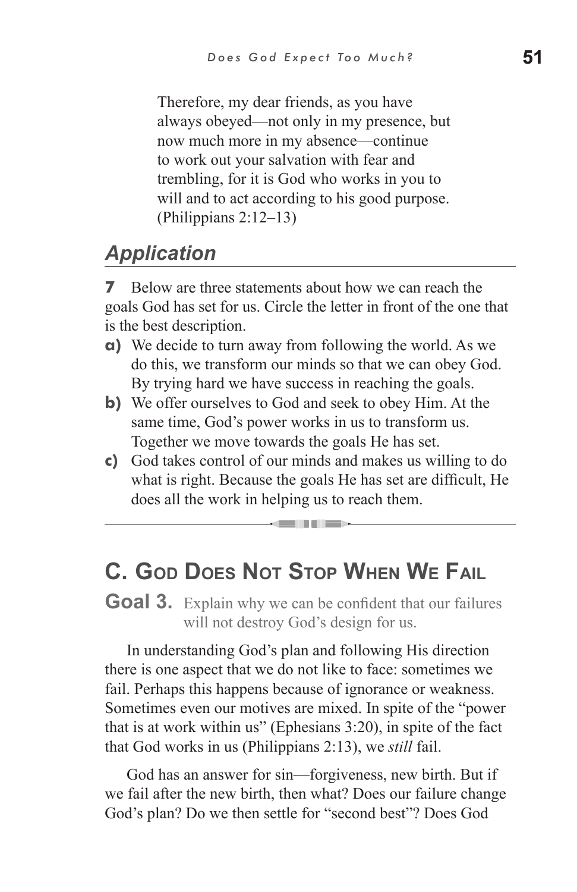> Therefore, my dear friends, as you have always obeyed—not only in my presence, but now much more in my absence—continue to work out your salvation with fear and trembling, for it is God who works in you to will and to act according to his good purpose. (Philippians 2:12–13)

## *Application*

**7** Below are three statements about how we can reach the goals God has set for us. Circle the letter in front of the one that is the best description.

**a)** We decide to turn away from following the world. As we do this, we transform our minds so that we can obey God. By trying hard we have success in reaching the goals.

**b)** We offer ourselves to God and seek to obey Him. At the same time, God's power works in us to transform us. Together we move towards the goals He has set.

**c)** God takes control of our minds and makes us willing to do what is right. Because the goals He has set are difficult, He does all the work in helping us to reach them.

---

## C. God Does Not Stop When We Fail

**Goal 3.** Explain why we can be confident that our failures will not destroy God's design for us.

In understanding God's plan and following His direction there is one aspect that we do not like to face: sometimes we fail. Perhaps this happens because of ignorance or weakness. Sometimes even our motives are mixed. In spite of the "power that is at work within us" (Ephesians 3:20), in spite of the fact that God works in us (Philippians 2:13), we *still* fail.

God has an answer for sin—forgiveness, new birth. But if we fail after the new birth, then what? Does our failure change God's plan? Do we then settle for "second best"? Does God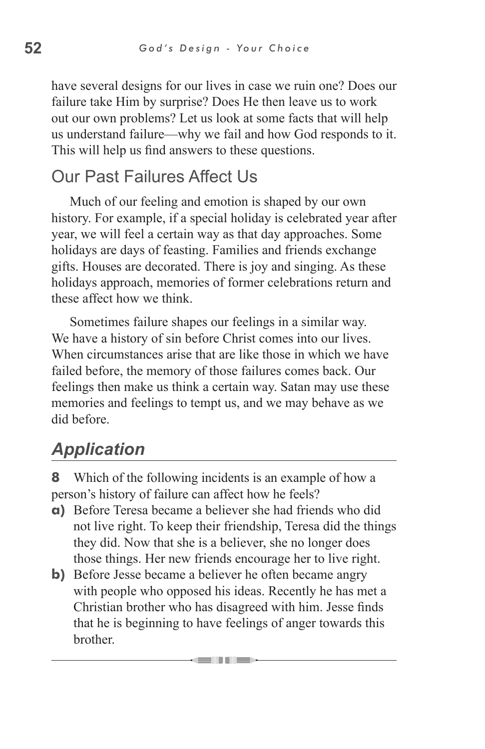have several designs for our lives in case we ruin one? Does our failure take Him by surprise? Does He then leave us to work out our own problems? Let us look at some facts that will help us understand failure—why we fail and how God responds to it. This will help us find answers to these questions.

## Our Past Failures Affect Us

Much of our feeling and emotion is shaped by our own history. For example, if a special holiday is celebrated year after year, we will feel a certain way as that day approaches. Some holidays are days of feasting. Families and friends exchange gifts. Houses are decorated. There is joy and singing. As these holidays approach, memories of former celebrations return and these affect how we think.

Sometimes failure shapes our feelings in a similar way. We have a history of sin before Christ comes into our lives. When circumstances arise that are like those in which we have failed before, the memory of those failures comes back. Our feelings then make us think a certain way. Satan may use these memories and feelings to tempt us, and we may behave as we did before.

## *Application*

**8** Which of the following incidents is an example of how a person's history of failure can affect how he feels?

**a)** Before Teresa became a believer she had friends who did not live right. To keep their friendship, Teresa did the things they did. Now that she is a believer, she no longer does those things. Her new friends encourage her to live right.

**b)** Before Jesse became a believer he often became angry with people who opposed his ideas. Recently he has met a Christian brother who has disagreed with him. Jesse finds that he is beginning to have feelings of anger towards this brother.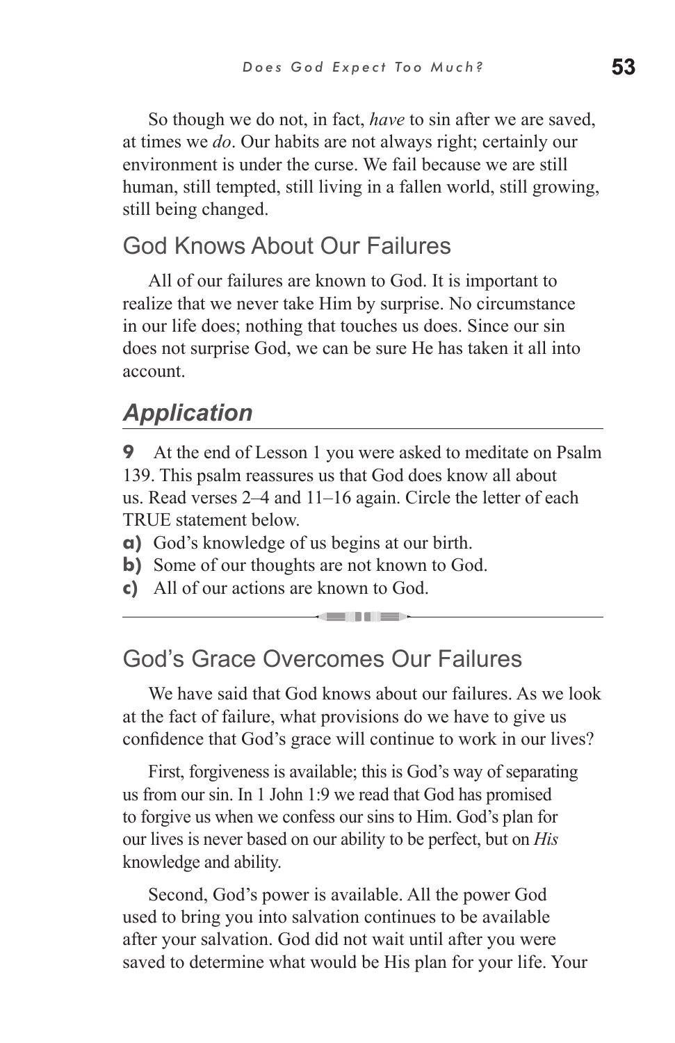So though we do not, in fact, *have* to sin after we are saved, at times we *do*. Our habits are not always right; certainly our environment is under the curse. We fail because we are still human, still tempted, still living in a fallen world, still growing, still being changed.

## God Knows About Our Failures

All of our failures are known to God. It is important to realize that we never take Him by surprise. No circumstance in our life does; nothing that touches us does. Since our sin does not surprise God, we can be sure He has taken it all into account.

### *Application*

**9** At the end of Lesson 1 you were asked to meditate on Psalm 139. This psalm reassures us that God does know all about us. Read verses 2–4 and 11–16 again. Circle the letter of each TRUE statement below.

**a)** God's knowledge of us begins at our birth.
**b)** Some of our thoughts are not known to God.
**c)** All of our actions are known to God.

---

## God's Grace Overcomes Our Failures

We have said that God knows about our failures. As we look at the fact of failure, what provisions do we have to give us confidence that God's grace will continue to work in our lives?

First, forgiveness is available; this is God's way of separating us from our sin. In 1 John 1:9 we read that God has promised to forgive us when we confess our sins to Him. God's plan for our lives is never based on our ability to be perfect, but on *His* knowledge and ability.

Second, God's power is available. All the power God used to bring you into salvation continues to be available after your salvation. God did not wait until after you were saved to determine what would be His plan for your life. Your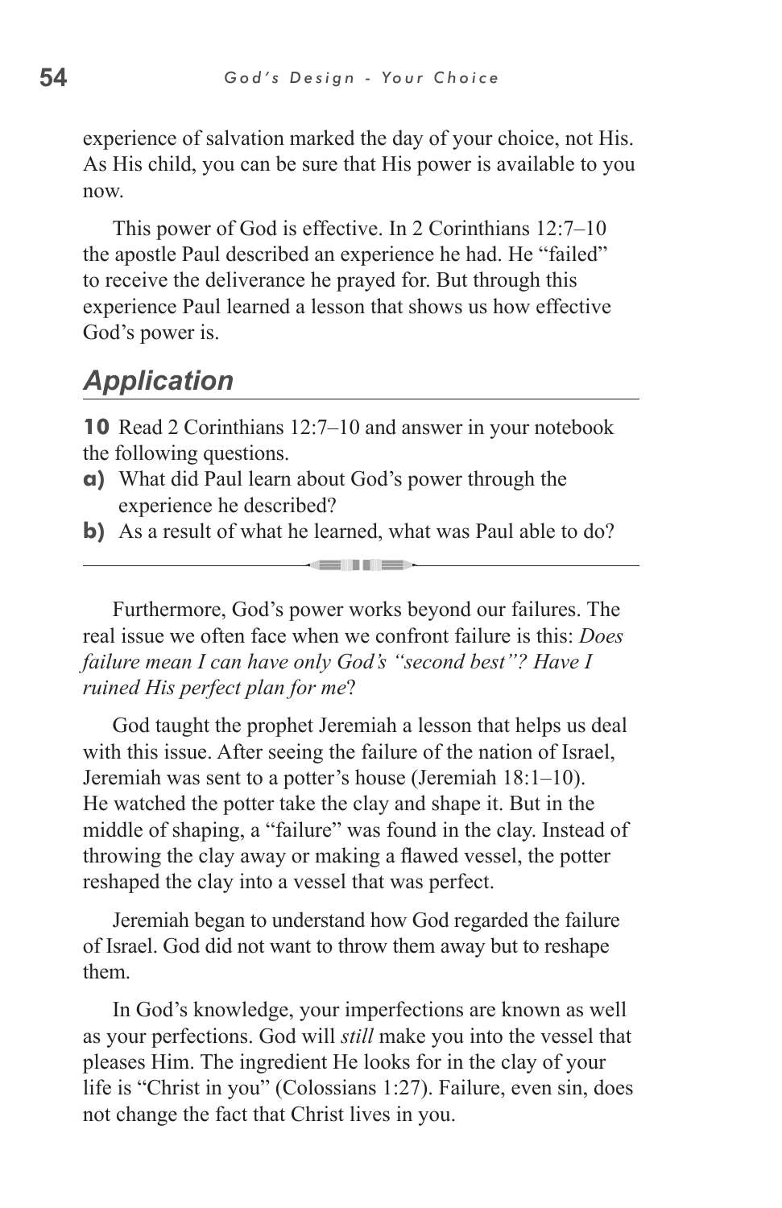experience of salvation marked the day of your choice, not His. As His child, you can be sure that His power is available to you now.

This power of God is effective. In 2 Corinthians 12:7–10 the apostle Paul described an experience he had. He "failed" to receive the deliverance he prayed for. But through this experience Paul learned a lesson that shows us how effective God's power is.

## *Application*

**10** Read 2 Corinthians 12:7–10 and answer in your notebook the following questions.

**a)** What did Paul learn about God's power through the experience he described?

**b)** As a result of what he learned, what was Paul able to do?

---

Furthermore, God's power works beyond our failures. The real issue we often face when we confront failure is this: *Does failure mean I can have only God's "second best"? Have I ruined His perfect plan for me*?

God taught the prophet Jeremiah a lesson that helps us deal with this issue. After seeing the failure of the nation of Israel, Jeremiah was sent to a potter's house (Jeremiah 18:1–10). He watched the potter take the clay and shape it. But in the middle of shaping, a "failure" was found in the clay. Instead of throwing the clay away or making a flawed vessel, the potter reshaped the clay into a vessel that was perfect.

Jeremiah began to understand how God regarded the failure of Israel. God did not want to throw them away but to reshape them.

In God's knowledge, your imperfections are known as well as your perfections. God will *still* make you into the vessel that pleases Him. The ingredient He looks for in the clay of your life is "Christ in you" (Colossians 1:27). Failure, even sin, does not change the fact that Christ lives in you.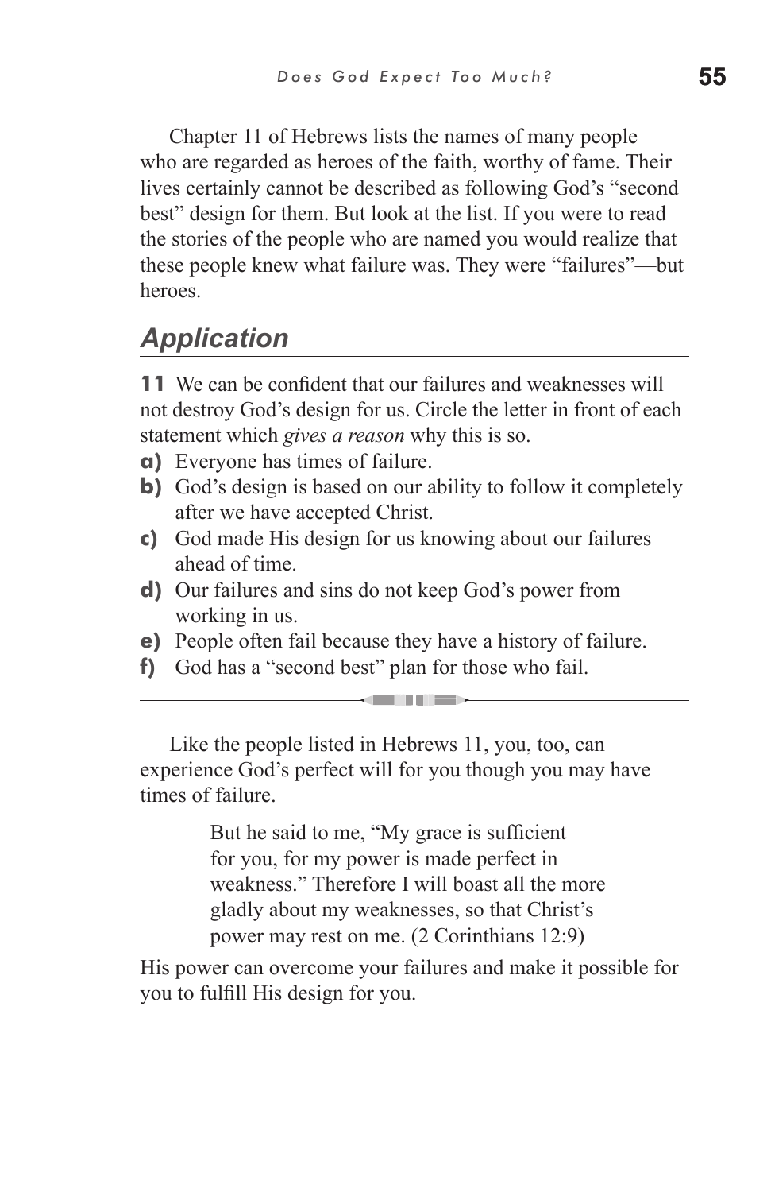Chapter 11 of Hebrews lists the names of many people who are regarded as heroes of the faith, worthy of fame. Their lives certainly cannot be described as following God's "second best" design for them. But look at the list. If you were to read the stories of the people who are named you would realize that these people knew what failure was. They were "failures"—but heroes.

## Application

**11** We can be confident that our failures and weaknesses will not destroy God's design for us. Circle the letter in front of each statement which *gives a reason* why this is so.

**a)** Everyone has times of failure.
**b)** God's design is based on our ability to follow it completely after we have accepted Christ.
**c)** God made His design for us knowing about our failures ahead of time.
**d)** Our failures and sins do not keep God's power from working in us.
**e)** People often fail because they have a history of failure.
**f)** God has a "second best" plan for those who fail.

---

Like the people listed in Hebrews 11, you, too, can experience God's perfect will for you though you may have times of failure.

> But he said to me, "My grace is sufficient for you, for my power is made perfect in weakness." Therefore I will boast all the more gladly about my weaknesses, so that Christ's power may rest on me. (2 Corinthians 12:9)

His power can overcome your failures and make it possible for you to fulfill His design for you.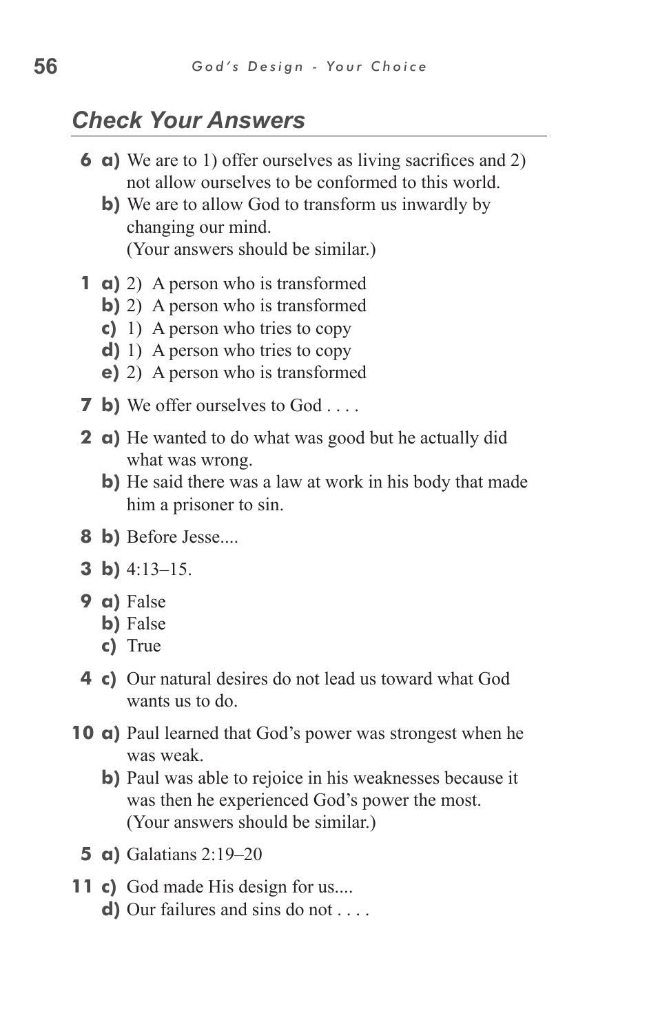## Check Your Answers

**6 a)** We are to 1) offer ourselves as living sacrifices and 2) not allow ourselves to be conformed to this world.

**b)** We are to allow God to transform us inwardly by changing our mind.
(Your answers should be similar.)

**1 a)** 2) A person who is transformed

**b)** 2) A person who is transformed

**c)** 1) A person who tries to copy

**d)** 1) A person who tries to copy

**e)** 2) A person who is transformed

**7 b)** We offer ourselves to God . . . .

**2 a)** He wanted to do what was good but he actually did what was wrong.

**b)** He said there was a law at work in his body that made him a prisoner to sin.

**8 b)** Before Jesse....

**3 b)** 4:13–15.

**9 a)** False

**b)** False

**c)** True

**4 c)** Our natural desires do not lead us toward what God wants us to do.

**10 a)** Paul learned that God's power was strongest when he was weak.

**b)** Paul was able to rejoice in his weaknesses because it was then he experienced God's power the most.
(Your answers should be similar.)

**5 a)** Galatians 2:19–20

**11 c)** God made His design for us....

**d)** Our failures and sins do not . . . .